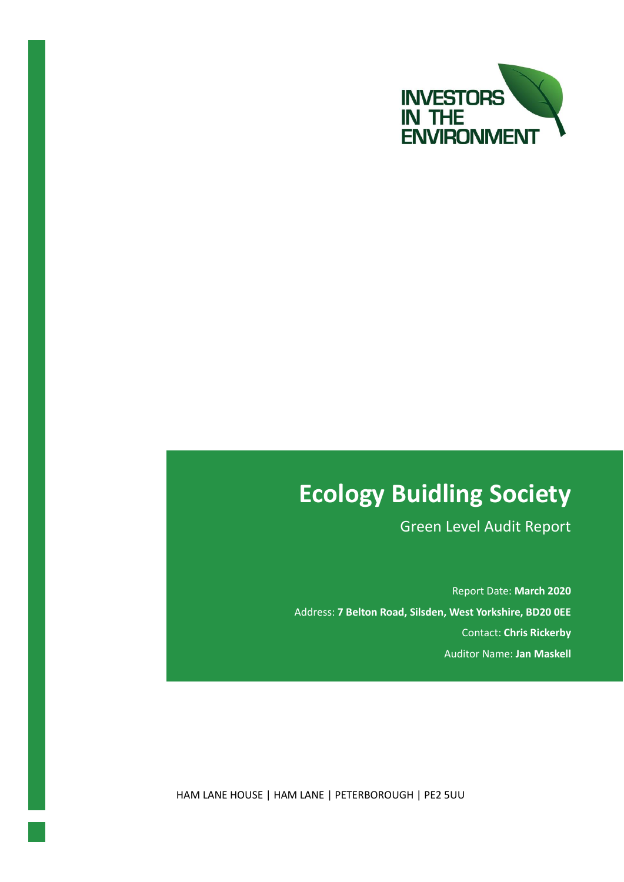INVESTORS IN THE ENVIRONMENT

# Ecology Buidling Society

## Green Level Audit Report

Report Date: **March 2020**

Address: **7 Belton Road, Silsden, West Yorkshire, BD20 0EE**

Contact: **Chris Rickerby**

Auditor Name: **Jan Maskell**

HAM LANE HOUSE | HAM LANE | PETERBOROUGH | PE2 5UU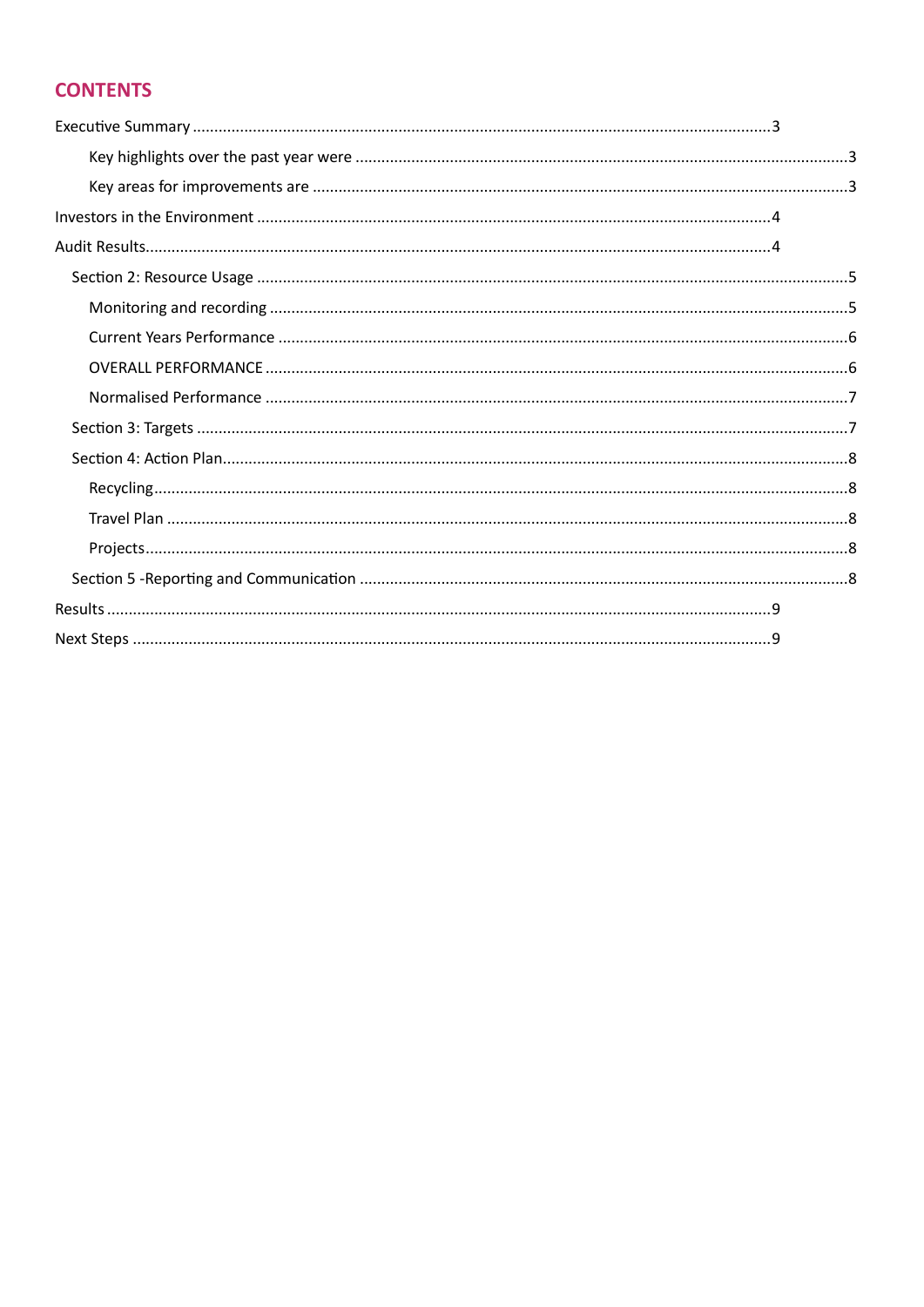## CONTENTS

Executive Summary ..........3

- Key highlights over the past year were ..........3
- Key areas for improvements are ..........3

Investors in the Environment ..........4

Audit Results..........4

- Section 2: Resource Usage ..........5
  - Monitoring and recording ..........5
  - Current Years Performance ..........6
  - OVERALL PERFORMANCE ..........6
  - Normalised Performance ..........7
- Section 3: Targets ..........7
- Section 4: Action Plan..........8
  - Recycling..........8
  - Travel Plan ..........8
  - Projects..........8
- Section 5 -Reporting and Communication ..........8

Results ..........9

Next Steps ..........9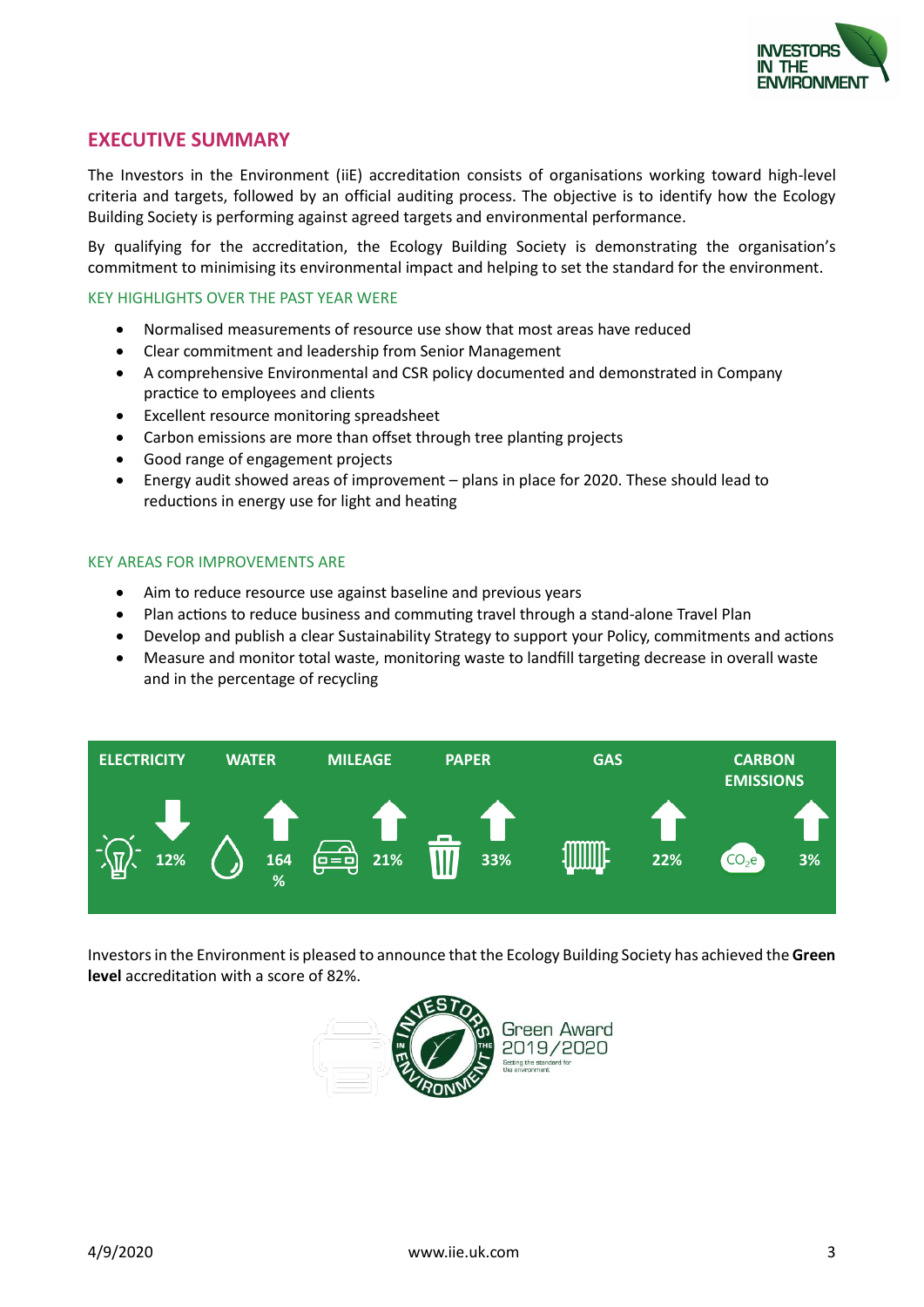## EXECUTIVE SUMMARY

The Investors in the Environment (iiE) accreditation consists of organisations working toward high-level criteria and targets, followed by an official auditing process. The objective is to identify how the Ecology Building Society is performing against agreed targets and environmental performance.

By qualifying for the accreditation, the Ecology Building Society is demonstrating the organisation's commitment to minimising its environmental impact and helping to set the standard for the environment.

### KEY HIGHLIGHTS OVER THE PAST YEAR WERE

- Normalised measurements of resource use show that most areas have reduced
- Clear commitment and leadership from Senior Management
- A comprehensive Environmental and CSR policy documented and demonstrated in Company practice to employees and clients
- Excellent resource monitoring spreadsheet
- Carbon emissions are more than offset through tree planting projects
- Good range of engagement projects
- Energy audit showed areas of improvement – plans in place for 2020. These should lead to reductions in energy use for light and heating

### KEY AREAS FOR IMPROVEMENTS ARE

- Aim to reduce resource use against baseline and previous years
- Plan actions to reduce business and commuting travel through a stand-alone Travel Plan
- Develop and publish a clear Sustainability Strategy to support your Policy, commitments and actions
- Measure and monitor total waste, monitoring waste to landfill targeting decrease in overall waste and in the percentage of recycling

| ELECTRICITY | WATER | MILEAGE | PAPER | GAS | CARBON EMISSIONS |
|---|---|---|---|---|---|
| ↓ 12% | ↑ 164 % | ↑ 21% | ↑ 33% | ↑ 22% | ↑ 3% |

Investors in the Environment is pleased to announce that the Ecology Building Society has achieved the **Green level** accreditation with a score of 82%.

Green Award 2019/2020

Setting the standard for the environment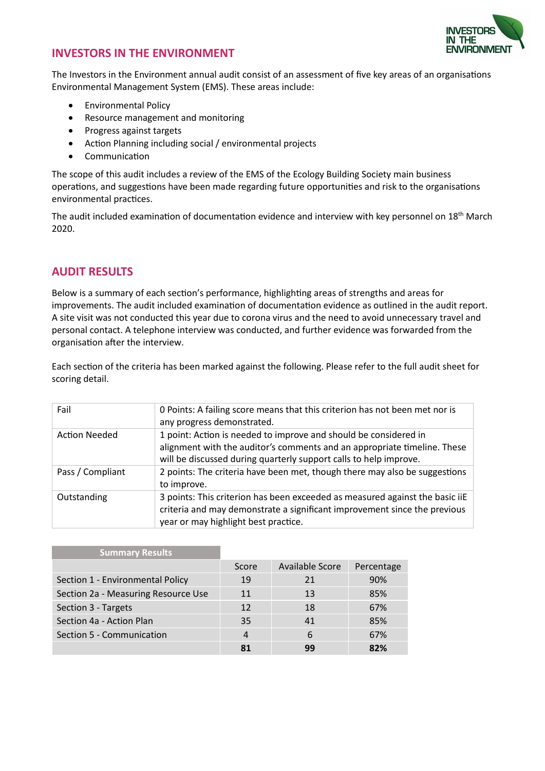## INVESTORS IN THE ENVIRONMENT

The Investors in the Environment annual audit consist of an assessment of five key areas of an organisations Environmental Management System (EMS). These areas include:

- Environmental Policy
- Resource management and monitoring
- Progress against targets
- Action Planning including social / environmental projects
- Communication

The scope of this audit includes a review of the EMS of the Ecology Building Society main business operations, and suggestions have been made regarding future opportunities and risk to the organisations environmental practices.

The audit included examination of documentation evidence and interview with key personnel on 18th March 2020.

## AUDIT RESULTS

Below is a summary of each section's performance, highlighting areas of strengths and areas for improvements. The audit included examination of documentation evidence as outlined in the audit report. A site visit was not conducted this year due to corona virus and the need to avoid unnecessary travel and personal contact. A telephone interview was conducted, and further evidence was forwarded from the organisation after the interview.

Each section of the criteria has been marked against the following. Please refer to the full audit sheet for scoring detail.

| | |
|---|---|
| Fail | 0 Points: A failing score means that this criterion has not been met nor is any progress demonstrated. |
| Action Needed | 1 point: Action is needed to improve and should be considered in alignment with the auditor's comments and an appropriate timeline. These will be discussed during quarterly support calls to help improve. |
| Pass / Compliant | 2 points: The criteria have been met, though there may also be suggestions to improve. |
| Outstanding | 3 points: This criterion has been exceeded as measured against the basic iiE criteria and may demonstrate a significant improvement since the previous year or may highlight best practice. |

| Summary Results | Score | Available Score | Percentage |
|---|---|---|---|
| Section 1 - Environmental Policy | 19 | 21 | 90% |
| Section 2a - Measuring Resource Use | 11 | 13 | 85% |
| Section 3 - Targets | 12 | 18 | 67% |
| Section 4a - Action Plan | 35 | 41 | 85% |
| Section 5 - Communication | 4 | 6 | 67% |
| | **81** | **99** | **82%** |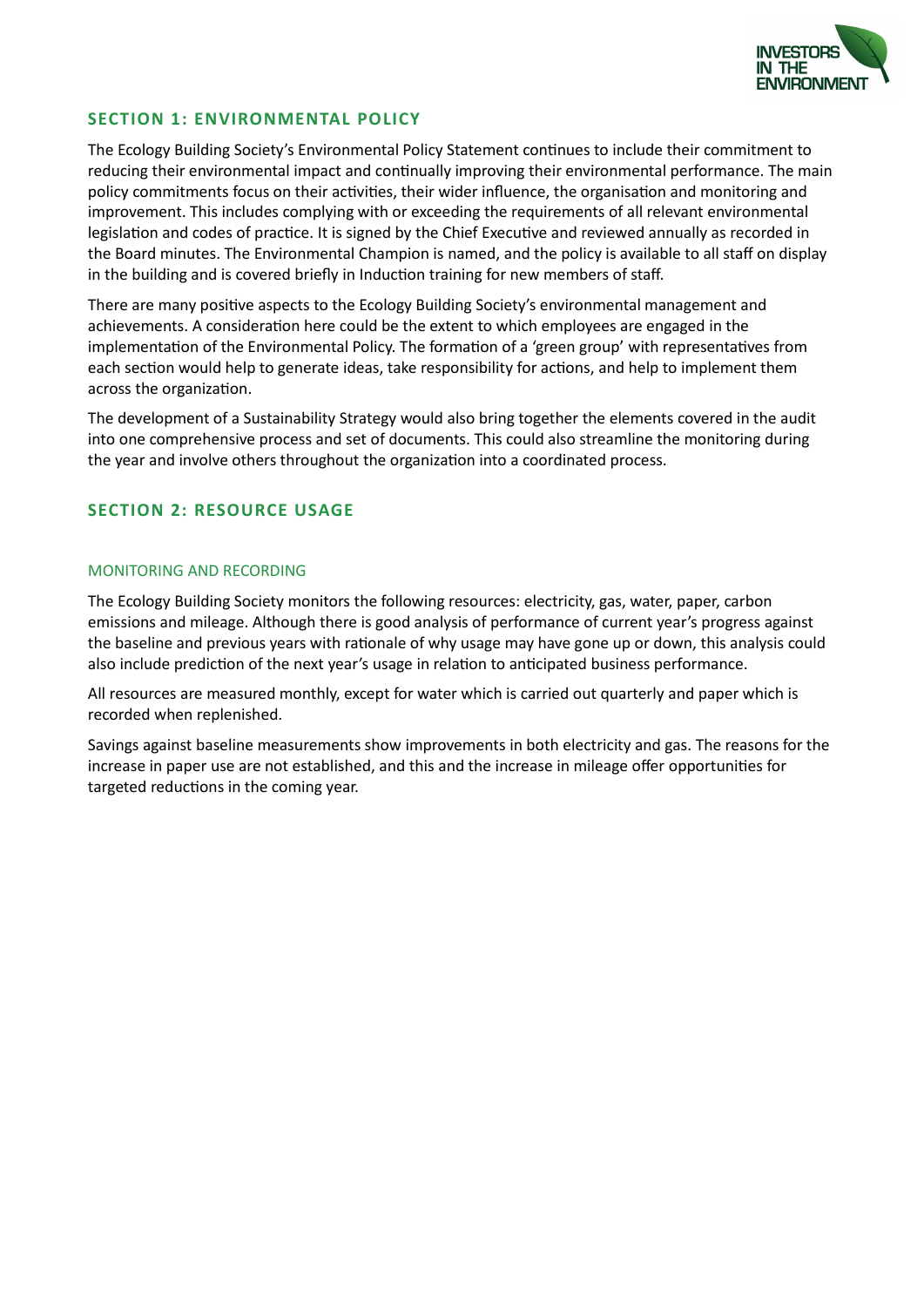## SECTION 1: ENVIRONMENTAL POLICY

The Ecology Building Society's Environmental Policy Statement continues to include their commitment to reducing their environmental impact and continually improving their environmental performance. The main policy commitments focus on their activities, their wider influence, the organisation and monitoring and improvement. This includes complying with or exceeding the requirements of all relevant environmental legislation and codes of practice. It is signed by the Chief Executive and reviewed annually as recorded in the Board minutes. The Environmental Champion is named, and the policy is available to all staff on display in the building and is covered briefly in Induction training for new members of staff.

There are many positive aspects to the Ecology Building Society's environmental management and achievements. A consideration here could be the extent to which employees are engaged in the implementation of the Environmental Policy. The formation of a 'green group' with representatives from each section would help to generate ideas, take responsibility for actions, and help to implement them across the organization.

The development of a Sustainability Strategy would also bring together the elements covered in the audit into one comprehensive process and set of documents. This could also streamline the monitoring during the year and involve others throughout the organization into a coordinated process.

## SECTION 2: RESOURCE USAGE

### MONITORING AND RECORDING

The Ecology Building Society monitors the following resources: electricity, gas, water, paper, carbon emissions and mileage. Although there is good analysis of performance of current year's progress against the baseline and previous years with rationale of why usage may have gone up or down, this analysis could also include prediction of the next year's usage in relation to anticipated business performance.

All resources are measured monthly, except for water which is carried out quarterly and paper which is recorded when replenished.

Savings against baseline measurements show improvements in both electricity and gas. The reasons for the increase in paper use are not established, and this and the increase in mileage offer opportunities for targeted reductions in the coming year.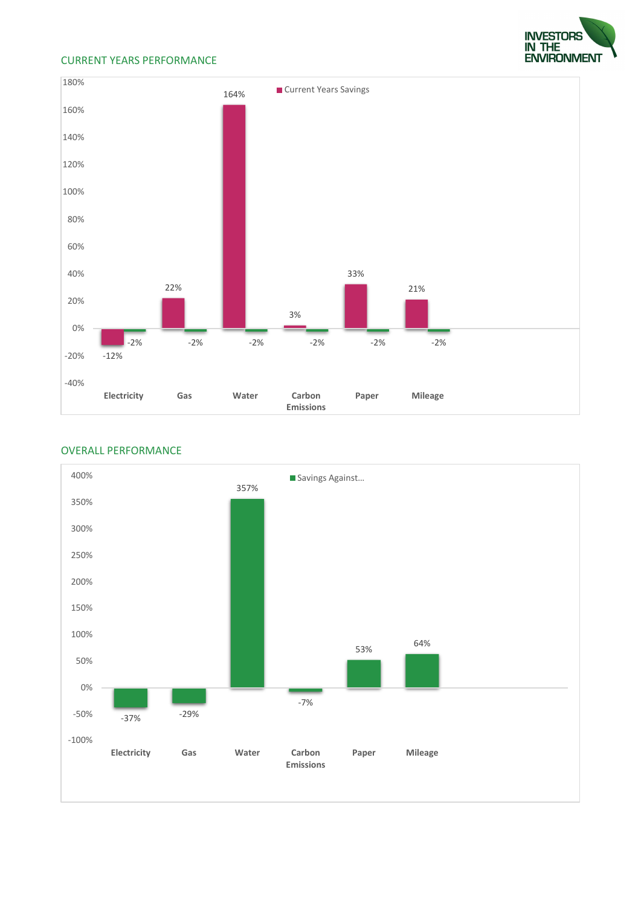## CURRENT YEARS PERFORMANCE

| | Current Years Savings | |
|---|---|---|
| Electricity | -12% | -2% |
| Gas | 22% | -2% |
| Water | 164% | -2% |
| Carbon Emissions | 3% | -2% |
| Paper | 33% | -2% |
| Mileage | 21% | -2% |

## OVERALL PERFORMANCE

| | Savings Against... |
|---|---|
| Electricity | -37% |
| Gas | -29% |
| Water | 357% |
| Carbon Emissions | -7% |
| Paper | 53% |
| Mileage | 64% |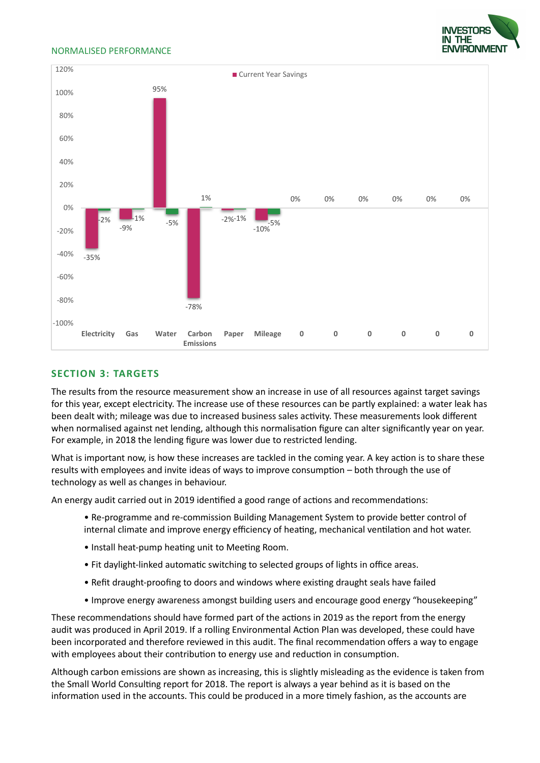NORMALISED PERFORMANCE

| | Electricity | Gas | Water | Carbon Emissions | Paper | Mileage | 0 | 0 | 0 | 0 | 0 | 0 |
|---|---|---|---|---|---|---|---|---|---|---|---|---|
| Current Year Savings | -35% | -9% | 95% | -78% | -2% | -10% | 0% | 0% | 0% | 0% | 0% | 0% |
| | -2% | -1% | -5% | 1% | -1% | -5% | | | | | | |

## SECTION 3: TARGETS

The results from the resource measurement show an increase in use of all resources against target savings for this year, except electricity. The increase use of these resources can be partly explained: a water leak has been dealt with; mileage was due to increased business sales activity. These measurements look different when normalised against net lending, although this normalisation figure can alter significantly year on year. For example, in 2018 the lending figure was lower due to restricted lending.

What is important now, is how these increases are tackled in the coming year. A key action is to share these results with employees and invite ideas of ways to improve consumption – both through the use of technology as well as changes in behaviour.

An energy audit carried out in 2019 identified a good range of actions and recommendations:

- Re-programme and re-commission Building Management System to provide better control of internal climate and improve energy efficiency of heating, mechanical ventilation and hot water.
- Install heat-pump heating unit to Meeting Room.
- Fit daylight-linked automatic switching to selected groups of lights in office areas.
- Refit draught-proofing to doors and windows where existing draught seals have failed
- Improve energy awareness amongst building users and encourage good energy "housekeeping"

These recommendations should have formed part of the actions in 2019 as the report from the energy audit was produced in April 2019. If a rolling Environmental Action Plan was developed, these could have been incorporated and therefore reviewed in this audit. The final recommendation offers a way to engage with employees about their contribution to energy use and reduction in consumption.

Although carbon emissions are shown as increasing, this is slightly misleading as the evidence is taken from the Small World Consulting report for 2018. The report is always a year behind as it is based on the information used in the accounts. This could be produced in a more timely fashion, as the accounts are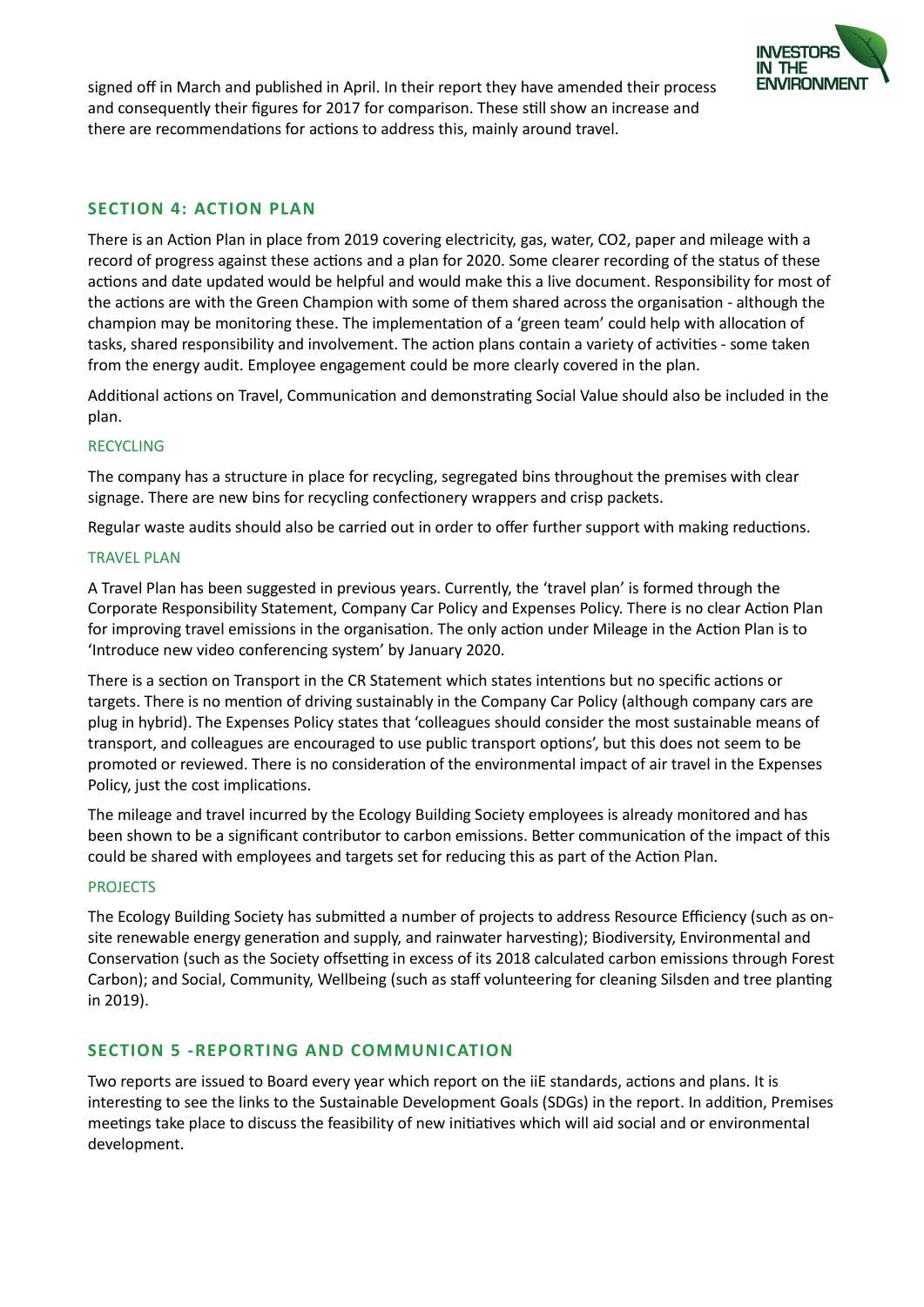signed off in March and published in April. In their report they have amended their process and consequently their figures for 2017 for comparison. These still show an increase and there are recommendations for actions to address this, mainly around travel.

## SECTION 4: ACTION PLAN

There is an Action Plan in place from 2019 covering electricity, gas, water, CO2, paper and mileage with a record of progress against these actions and a plan for 2020. Some clearer recording of the status of these actions and date updated would be helpful and would make this a live document. Responsibility for most of the actions are with the Green Champion with some of them shared across the organisation - although the champion may be monitoring these. The implementation of a 'green team' could help with allocation of tasks, shared responsibility and involvement. The action plans contain a variety of activities - some taken from the energy audit. Employee engagement could be more clearly covered in the plan.

Additional actions on Travel, Communication and demonstrating Social Value should also be included in the plan.

### RECYCLING

The company has a structure in place for recycling, segregated bins throughout the premises with clear signage. There are new bins for recycling confectionery wrappers and crisp packets.

Regular waste audits should also be carried out in order to offer further support with making reductions.

### TRAVEL PLAN

A Travel Plan has been suggested in previous years. Currently, the 'travel plan' is formed through the Corporate Responsibility Statement, Company Car Policy and Expenses Policy. There is no clear Action Plan for improving travel emissions in the organisation. The only action under Mileage in the Action Plan is to 'Introduce new video conferencing system' by January 2020.

There is a section on Transport in the CR Statement which states intentions but no specific actions or targets. There is no mention of driving sustainably in the Company Car Policy (although company cars are plug in hybrid). The Expenses Policy states that 'colleagues should consider the most sustainable means of transport, and colleagues are encouraged to use public transport options', but this does not seem to be promoted or reviewed. There is no consideration of the environmental impact of air travel in the Expenses Policy, just the cost implications.

The mileage and travel incurred by the Ecology Building Society employees is already monitored and has been shown to be a significant contributor to carbon emissions. Better communication of the impact of this could be shared with employees and targets set for reducing this as part of the Action Plan.

### PROJECTS

The Ecology Building Society has submitted a number of projects to address Resource Efficiency (such as on-site renewable energy generation and supply, and rainwater harvesting); Biodiversity, Environmental and Conservation (such as the Society offsetting in excess of its 2018 calculated carbon emissions through Forest Carbon); and Social, Community, Wellbeing (such as staff volunteering for cleaning Silsden and tree planting in 2019).

## SECTION 5 -REPORTING AND COMMUNICATION

Two reports are issued to Board every year which report on the iiE standards, actions and plans. It is interesting to see the links to the Sustainable Development Goals (SDGs) in the report. In addition, Premises meetings take place to discuss the feasibility of new initiatives which will aid social and or environmental development.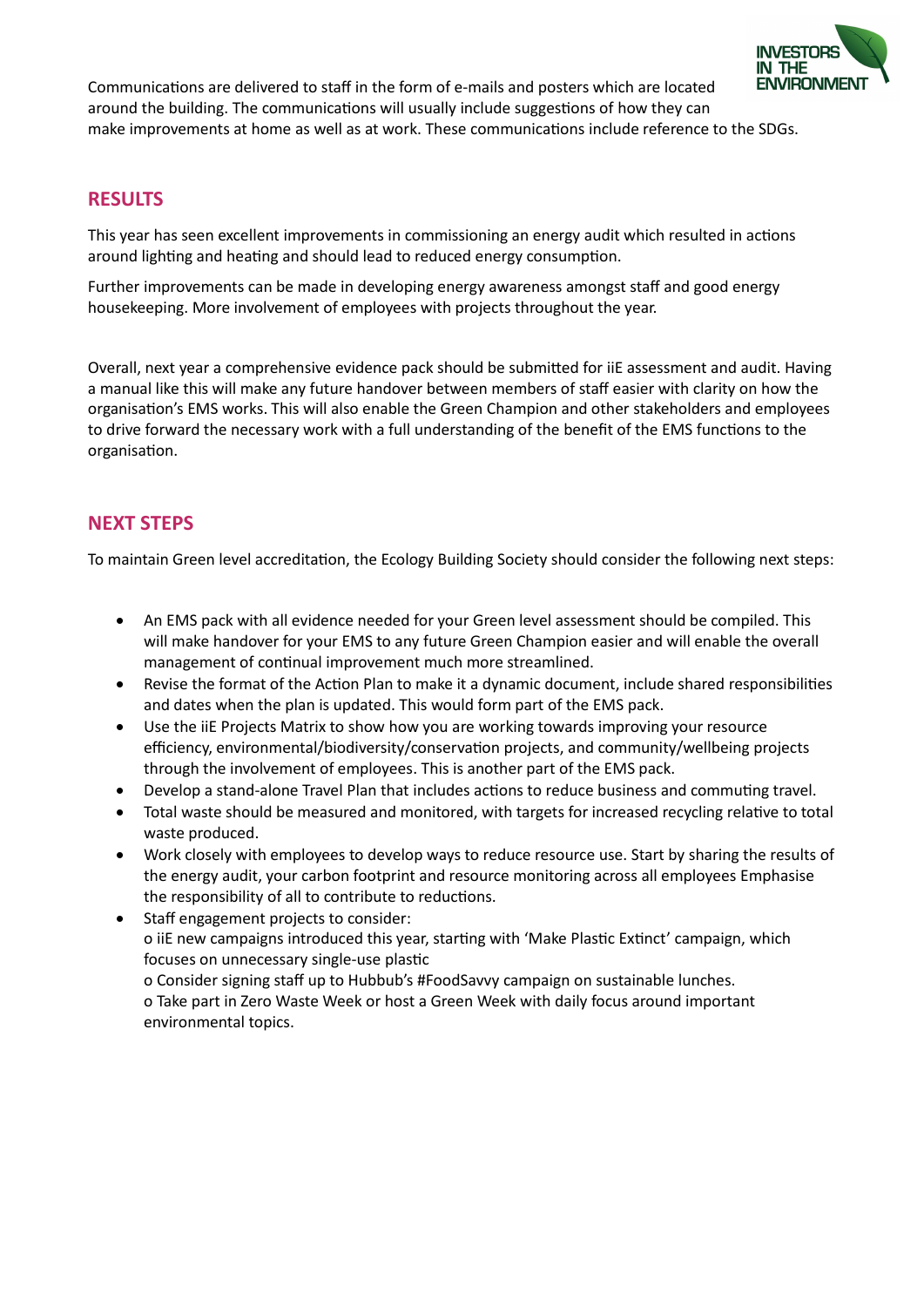Communications are delivered to staff in the form of e-mails and posters which are located around the building. The communications will usually include suggestions of how they can make improvements at home as well as at work. These communications include reference to the SDGs.

## RESULTS

This year has seen excellent improvements in commissioning an energy audit which resulted in actions around lighting and heating and should lead to reduced energy consumption.

Further improvements can be made in developing energy awareness amongst staff and good energy housekeeping. More involvement of employees with projects throughout the year.

Overall, next year a comprehensive evidence pack should be submitted for iiE assessment and audit. Having a manual like this will make any future handover between members of staff easier with clarity on how the organisation's EMS works. This will also enable the Green Champion and other stakeholders and employees to drive forward the necessary work with a full understanding of the benefit of the EMS functions to the organisation.

## NEXT STEPS

To maintain Green level accreditation, the Ecology Building Society should consider the following next steps:

- An EMS pack with all evidence needed for your Green level assessment should be compiled. This will make handover for your EMS to any future Green Champion easier and will enable the overall management of continual improvement much more streamlined.
- Revise the format of the Action Plan to make it a dynamic document, include shared responsibilities and dates when the plan is updated. This would form part of the EMS pack.
- Use the iiE Projects Matrix to show how you are working towards improving your resource efficiency, environmental/biodiversity/conservation projects, and community/wellbeing projects through the involvement of employees. This is another part of the EMS pack.
- Develop a stand-alone Travel Plan that includes actions to reduce business and commuting travel.
- Total waste should be measured and monitored, with targets for increased recycling relative to total waste produced.
- Work closely with employees to develop ways to reduce resource use. Start by sharing the results of the energy audit, your carbon footprint and resource monitoring across all employees Emphasise the responsibility of all to contribute to reductions.
- Staff engagement projects to consider:
  - iiE new campaigns introduced this year, starting with 'Make Plastic Extinct' campaign, which focuses on unnecessary single-use plastic
  - Consider signing staff up to Hubbub's #FoodSavvy campaign on sustainable lunches.
  - Take part in Zero Waste Week or host a Green Week with daily focus around important environmental topics.